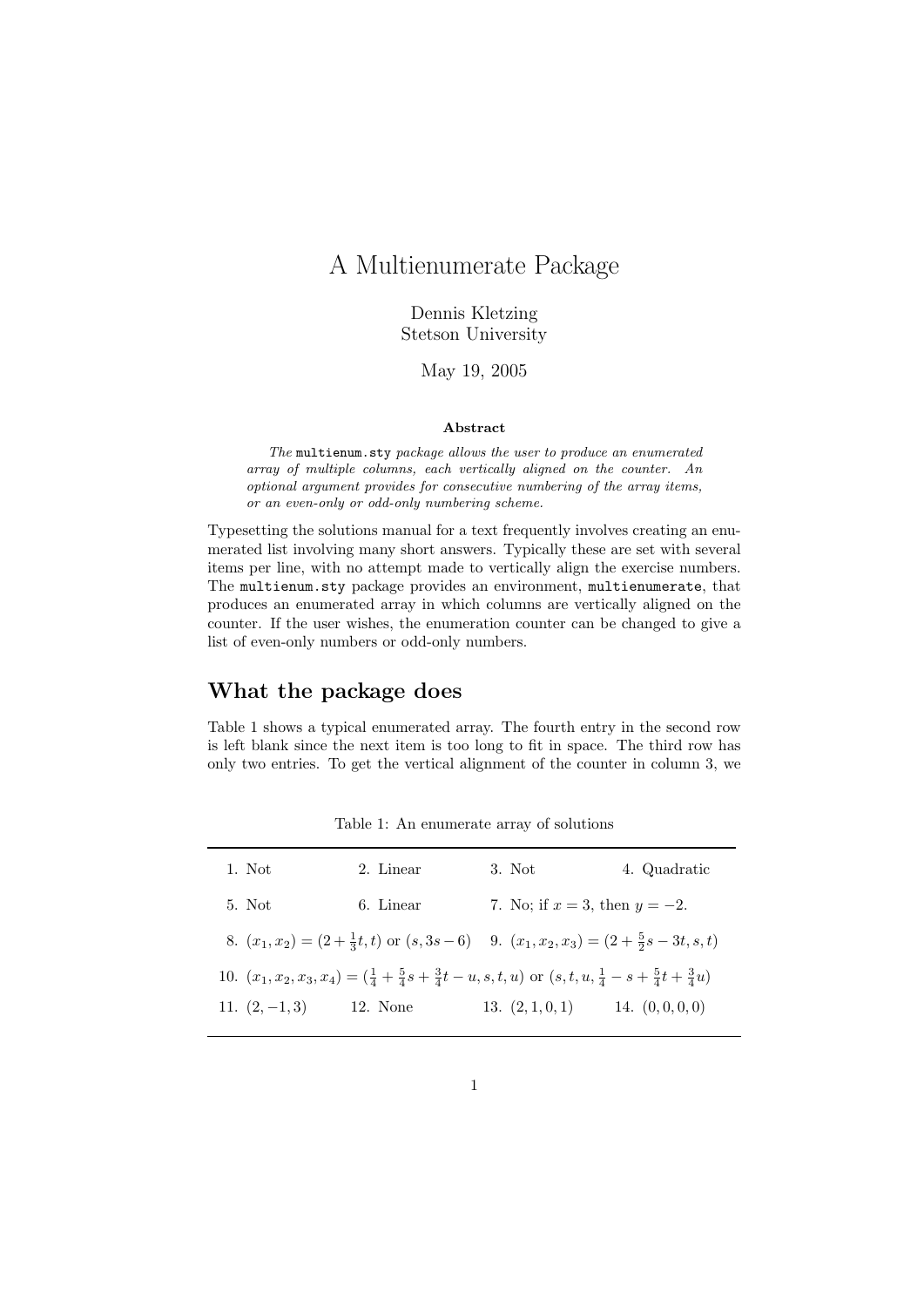# A Multienumerate Package

Dennis Kletzing
Stetson University

May 19, 2005

**Abstract**

*The* `multienum.sty` *package allows the user to produce an enumerated array of multiple columns, each vertically aligned on the counter. An optional argument provides for consecutive numbering of the array items, or an even-only or odd-only numbering scheme.*

Typesetting the solutions manual for a text frequently involves creating an enumerated list involving many short answers. Typically these are set with several items per line, with no attempt made to vertically align the exercise numbers. The `multienum.sty` package provides an environment, `multienumerate`, that produces an enumerated array in which columns are vertically aligned on the counter. If the user wishes, the enumeration counter can be changed to give a list of even-only numbers or odd-only numbers.

## What the package does

Table 1 shows a typical enumerated array. The fourth entry in the second row is left blank since the next item is too long to fit in space. The third row has only two entries. To get the vertical alignment of the counter in column 3, we

Table 1: An enumerate array of solutions

| | | | |
|---|---|---|---|
| 1. Not | 2. Linear | 3. Not | 4. Quadratic |
| 5. Not | 6. Linear | 7. No; if $x = 3$, then $y = -2$. | |
| 8. $(x_1, x_2) = (2 + \frac{1}{3}t, t)$ or $(s, 3s - 6)$ | | 9. $(x_1, x_2, x_3) = (2 + \frac{5}{2}s - 3t, s, t)$ | |
| 10. $(x_1, x_2, x_3, x_4) = (\frac{1}{4} + \frac{5}{4}s + \frac{3}{4}t - u, s, t, u)$ or $(s, t, u, \frac{1}{4} - s + \frac{5}{4}t + \frac{3}{4}u)$ | | | |
| 11. $(2, -1, 3)$ | 12. None | 13. $(2, 1, 0, 1)$ | 14. $(0, 0, 0, 0)$ |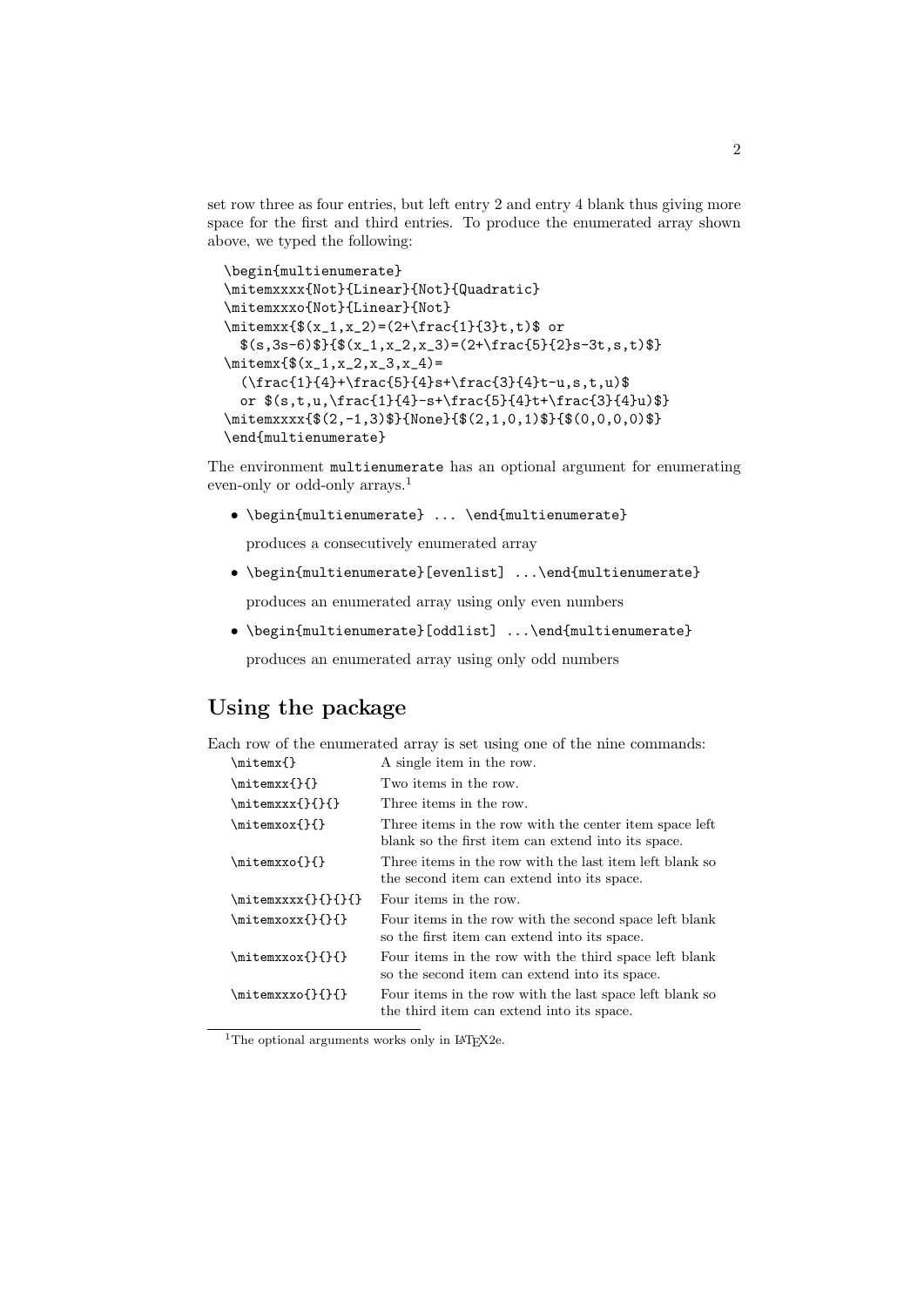set row three as four entries, but left entry 2 and entry 4 blank thus giving more space for the first and third entries. To produce the enumerated array shown above, we typed the following:

```
\begin{multienumerate}
\mitemxxxx{Not}{Linear}{Not}{Quadratic}
\mitemxxxo{Not}{Linear}{Not}
\mitemxx{$(x_1,x_2)=(2+\frac{1}{3}t,t)$ or
  $(s,3s-6)$}{$(x_1,x_2,x_3)=(2+\frac{5}{2}s-3t,s,t)$}
\mitemx{$(x_1,x_2,x_3,x_4)=
  (\frac{1}{4}+\frac{5}{4}s+\frac{3}{4}t-u,s,t,u)$
  or $(s,t,u,\frac{1}{4}-s+\frac{5}{4}t+\frac{3}{4}u)$}
\mitemxxxx{$(2,-1,3)$}{None}{$(2,1,0,1)$}{$(0,0,0,0)$}
\end{multienumerate}
```

The environment `multienumerate` has an optional argument for enumerating even-only or odd-only arrays.[1]

- `\begin{multienumerate} ... \end{multienumerate}`

  produces a consecutively enumerated array

- `\begin{multienumerate}[evenlist] ...\end{multienumerate}`

  produces an enumerated array using only even numbers

- `\begin{multienumerate}[oddlist] ...\end{multienumerate}`

  produces an enumerated array using only odd numbers

## Using the package

Each row of the enumerated array is set using one of the nine commands:

| | |
|---|---|
| `\mitemx{}` | A single item in the row. |
| `\mitemxx{}{}` | Two items in the row. |
| `\mitemxxx{}{}{}` | Three items in the row. |
| `\mitemxox{}{}` | Three items in the row with the center item space left blank so the first item can extend into its space. |
| `\mitemxxo{}{}` | Three items in the row with the last item left blank so the second item can extend into its space. |
| `\mitemxxxx{}{}{}{}` | Four items in the row. |
| `\mitemxoxx{}{}{}` | Four items in the row with the second space left blank so the first item can extend into its space. |
| `\mitemxxox{}{}{}` | Four items in the row with the third space left blank so the second item can extend into its space. |
| `\mitemxxxo{}{}{}` | Four items in the row with the last space left blank so the third item can extend into its space. |

[1] The optional arguments works only in LaTeX2e.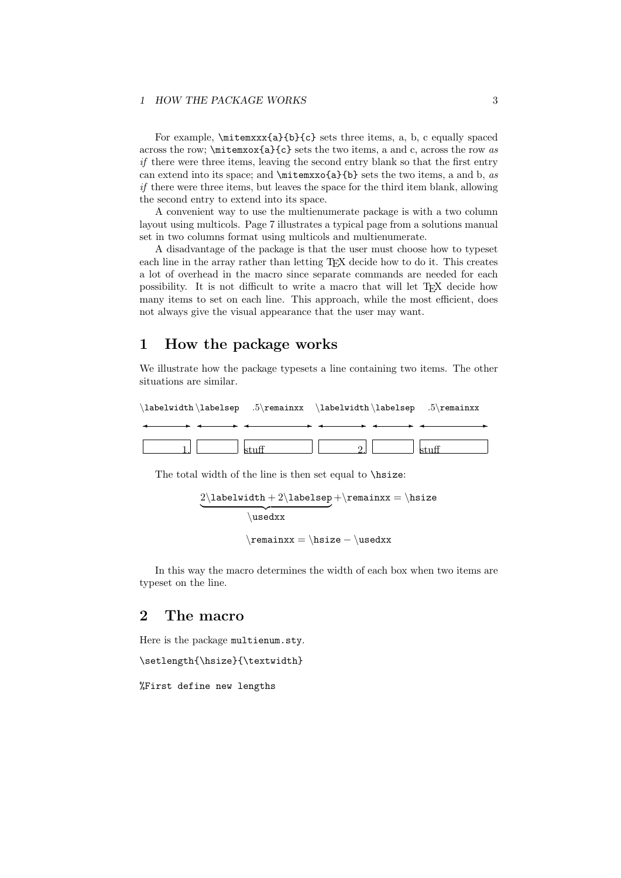For example, `\mitemxxx{a}{b}{c}` sets three items, a, b, c equally spaced across the row; `\mitemxox{a}{c}` sets the two items, a and c, across the row *as if* there were three items, leaving the second entry blank so that the first entry can extend into its space; and `\mitemxxo{a}{b}` sets the two items, a and b, *as if* there were three items, but leaves the space for the third item blank, allowing the second entry to extend into its space.

A convenient way to use the multienumerate package is with a two column layout using multicols. Page 7 illustrates a typical page from a solutions manual set in two columns format using multicols and multienumerate.

A disadvantage of the package is that the user must choose how to typeset each line in the array rather than letting TEX decide how to do it. This creates a lot of overhead in the macro since separate commands are needed for each possibility. It is not difficult to write a macro that will let TEX decide how many items to set on each line. This approach, while the most efficient, does not always give the visual appearance that the user may want.

# 1 How the package works

We illustrate how the package typesets a line containing two items. The other situations are similar.

| `\labelwidth` | `\labelsep` | `.5\remainxx` | `\labelwidth` | `\labelsep` | `.5\remainxx` |
|---|---|---|---|---|---|
| 1. | | stuff | 2. | | stuff |

The total width of the line is then set equal to `\hsize`:

$$\underbrace{2\backslash\texttt{labelwidth} + 2\backslash\texttt{labelsep}}_{\backslash\texttt{usedxx}} + \backslash\texttt{remainxx} = \backslash\texttt{hsize}$$

$$\backslash\texttt{remainxx} = \backslash\texttt{hsize} - \backslash\texttt{usedxx}$$

In this way the macro determines the width of each box when two items are typeset on the line.

# 2 The macro

Here is the package `multienum.sty`.

```
\setlength{\hsize}{\textwidth}

%First define new lengths
```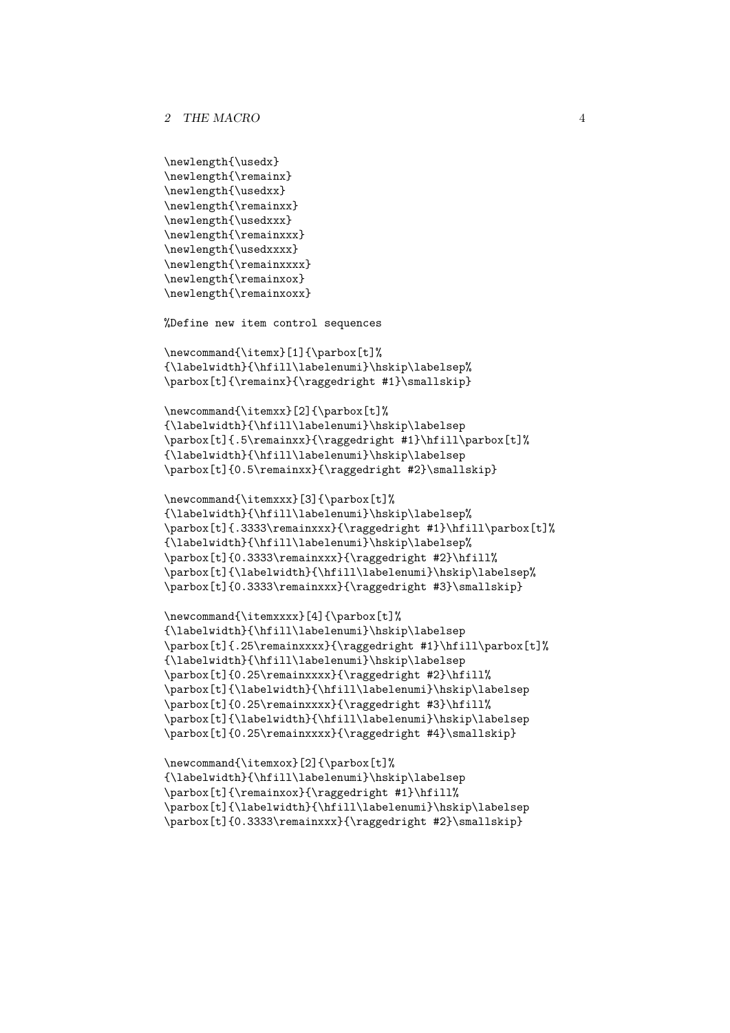```
\newlength{\usedx}
\newlength{\remainx}
\newlength{\usedxx}
\newlength{\remainxx}
\newlength{\usedxxx}
\newlength{\remainxxx}
\newlength{\usedxxxx}
\newlength{\remainxxxx}
\newlength{\remainxox}
\newlength{\remainxoxx}

%Define new item control sequences

\newcommand{\itemx}[1]{\parbox[t]%
{\labelwidth}{\hfill\labelenumi}\hskip\labelsep%
\parbox[t]{\remainx}{\raggedright #1}\smallskip}

\newcommand{\itemxx}[2]{\parbox[t]%
{\labelwidth}{\hfill\labelenumi}\hskip\labelsep
\parbox[t]{.5\remainxx}{\raggedright #1}\hfill\parbox[t]%
{\labelwidth}{\hfill\labelenumi}\hskip\labelsep
\parbox[t]{0.5\remainxx}{\raggedright #2}\smallskip}

\newcommand{\itemxxx}[3]{\parbox[t]%
{\labelwidth}{\hfill\labelenumi}\hskip\labelsep%
\parbox[t]{.3333\remainxxx}{\raggedright #1}\hfill\parbox[t]%
{\labelwidth}{\hfill\labelenumi}\hskip\labelsep%
\parbox[t]{0.3333\remainxxx}{\raggedright #2}\hfill%
\parbox[t]{\labelwidth}{\hfill\labelenumi}\hskip\labelsep%
\parbox[t]{0.3333\remainxxx}{\raggedright #3}\smallskip}

\newcommand{\itemxxxx}[4]{\parbox[t]%
{\labelwidth}{\hfill\labelenumi}\hskip\labelsep
\parbox[t]{.25\remainxxxx}{\raggedright #1}\hfill\parbox[t]%
{\labelwidth}{\hfill\labelenumi}\hskip\labelsep
\parbox[t]{0.25\remainxxxx}{\raggedright #2}\hfill%
\parbox[t]{\labelwidth}{\hfill\labelenumi}\hskip\labelsep
\parbox[t]{0.25\remainxxxx}{\raggedright #3}\hfill%
\parbox[t]{\labelwidth}{\hfill\labelenumi}\hskip\labelsep
\parbox[t]{0.25\remainxxxx}{\raggedright #4}\smallskip}

\newcommand{\itemxox}[2]{\parbox[t]%
{\labelwidth}{\hfill\labelenumi}\hskip\labelsep
\parbox[t]{\remainxox}{\raggedright #1}\hfill%
\parbox[t]{\labelwidth}{\hfill\labelenumi}\hskip\labelsep
\parbox[t]{0.3333\remainxxx}{\raggedright #2}\smallskip}
```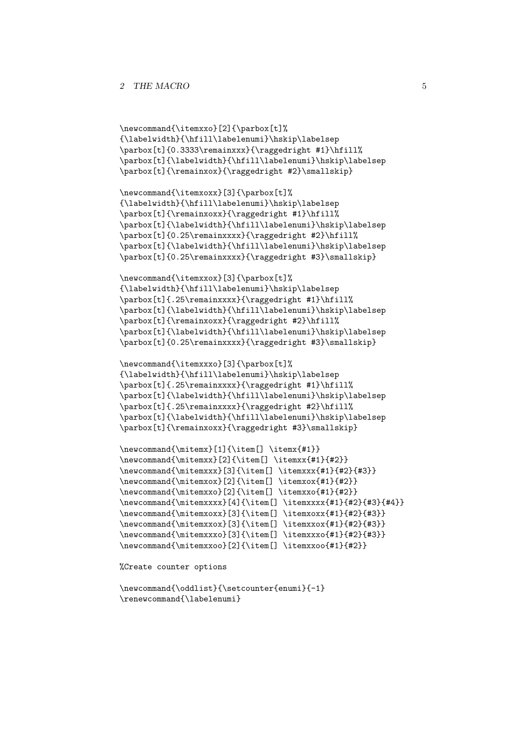```
\newcommand{\itemxxo}[2]{\parbox[t]%
{\labelwidth}{\hfill\labelenumi}\hskip\labelsep
\parbox[t]{0.3333\remainxxx}{\raggedright #1}\hfill%
\parbox[t]{\labelwidth}{\hfill\labelenumi}\hskip\labelsep
\parbox[t]{\remainxox}{\raggedright #2}\smallskip}

\newcommand{\itemxoxx}[3]{\parbox[t]%
{\labelwidth}{\hfill\labelenumi}\hskip\labelsep
\parbox[t]{\remainxoxx}{\raggedright #1}\hfill%
\parbox[t]{\labelwidth}{\hfill\labelenumi}\hskip\labelsep
\parbox[t]{0.25\remainxxxx}{\raggedright #2}\hfill%
\parbox[t]{\labelwidth}{\hfill\labelenumi}\hskip\labelsep
\parbox[t]{0.25\remainxxxx}{\raggedright #3}\smallskip}

\newcommand{\itemxxox}[3]{\parbox[t]%
{\labelwidth}{\hfill\labelenumi}\hskip\labelsep
\parbox[t]{.25\remainxxxx}{\raggedright #1}\hfill%
\parbox[t]{\labelwidth}{\hfill\labelenumi}\hskip\labelsep
\parbox[t]{\remainxoxx}{\raggedright #2}\hfill%
\parbox[t]{\labelwidth}{\hfill\labelenumi}\hskip\labelsep
\parbox[t]{0.25\remainxxxx}{\raggedright #3}\smallskip}

\newcommand{\itemxxxo}[3]{\parbox[t]%
{\labelwidth}{\hfill\labelenumi}\hskip\labelsep
\parbox[t]{.25\remainxxxx}{\raggedright #1}\hfill%
\parbox[t]{\labelwidth}{\hfill\labelenumi}\hskip\labelsep
\parbox[t]{.25\remainxxxx}{\raggedright #2}\hfill%
\parbox[t]{\labelwidth}{\hfill\labelenumi}\hskip\labelsep
\parbox[t]{\remainxoxx}{\raggedright #3}\smallskip}

\newcommand{\mitemx}[1]{\item[] \itemx{#1}}
\newcommand{\mitemxx}[2]{\item[] \itemxx{#1}{#2}}
\newcommand{\mitemxxx}[3]{\item[] \itemxxx{#1}{#2}{#3}}
\newcommand{\mitemxox}[2]{\item[] \itemxox{#1}{#2}}
\newcommand{\mitemxxo}[2]{\item[] \itemxxo{#1}{#2}}
\newcommand{\mitemxxxx}[4]{\item[] \itemxxxx{#1}{#2}{#3}{#4}}
\newcommand{\mitemxoxx}[3]{\item[] \itemxoxx{#1}{#2}{#3}}
\newcommand{\mitemxxox}[3]{\item[] \itemxxox{#1}{#2}{#3}}
\newcommand{\mitemxxxo}[3]{\item[] \itemxxxo{#1}{#2}{#3}}
\newcommand{\mitemxxoo}[2]{\item[] \itemxxoo{#1}{#2}}

%Create counter options

\newcommand{\oddlist}{\setcounter{enumi}{-1}
\renewcommand{\labelenumi}
```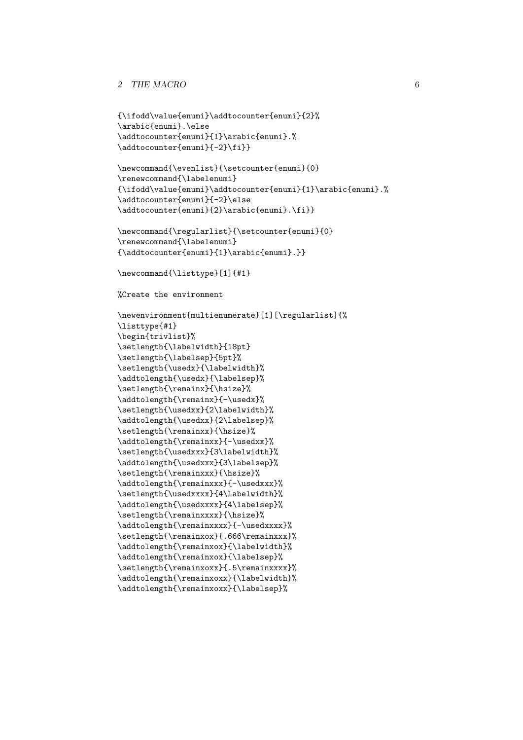```
{\ifodd\value{enumi}\addtocounter{enumi}{2}%
\arabic{enumi}.\else
\addtocounter{enumi}{1}\arabic{enumi}.%
\addtocounter{enumi}{-2}\fi}}

\newcommand{\evenlist}{\setcounter{enumi}{0}
\renewcommand{\labelenumi}
{\ifodd\value{enumi}\addtocounter{enumi}{1}\arabic{enumi}.%
\addtocounter{enumi}{-2}\else
\addtocounter{enumi}{2}\arabic{enumi}.\fi}}

\newcommand{\regularlist}{\setcounter{enumi}{0}
\renewcommand{\labelenumi}
{\addtocounter{enumi}{1}\arabic{enumi}.}}

\newcommand{\listtype}[1]{#1}

%Create the environment

\newenvironment{multienumerate}[1][\regularlist]{%
\listtype{#1}
\begin{trivlist}%
\setlength{\labelwidth}{18pt}
\setlength{\labelsep}{5pt}%
\setlength{\usedx}{\labelwidth}%
\addtolength{\usedx}{\labelsep}%
\setlength{\remainx}{\hsize}%
\addtolength{\remainx}{-\usedx}%
\setlength{\usedxx}{2\labelwidth}%
\addtolength{\usedxx}{2\labelsep}%
\setlength{\remainxx}{\hsize}%
\addtolength{\remainxx}{-\usedxx}%
\setlength{\usedxxx}{3\labelwidth}%
\addtolength{\usedxxx}{3\labelsep}%
\setlength{\remainxxx}{\hsize}%
\addtolength{\remainxxx}{-\usedxxx}%
\setlength{\usedxxxx}{4\labelwidth}%
\addtolength{\usedxxxx}{4\labelsep}%
\setlength{\remainxxxx}{\hsize}%
\addtolength{\remainxxxx}{-\usedxxxx}%
\setlength{\remainxox}{.666\remainxxx}%
\addtolength{\remainxox}{\labelwidth}%
\addtolength{\remainxox}{\labelsep}%
\setlength{\remainxoxx}{.5\remainxxxx}%
\addtolength{\remainxoxx}{\labelwidth}%
\addtolength{\remainxoxx}{\labelsep}%
```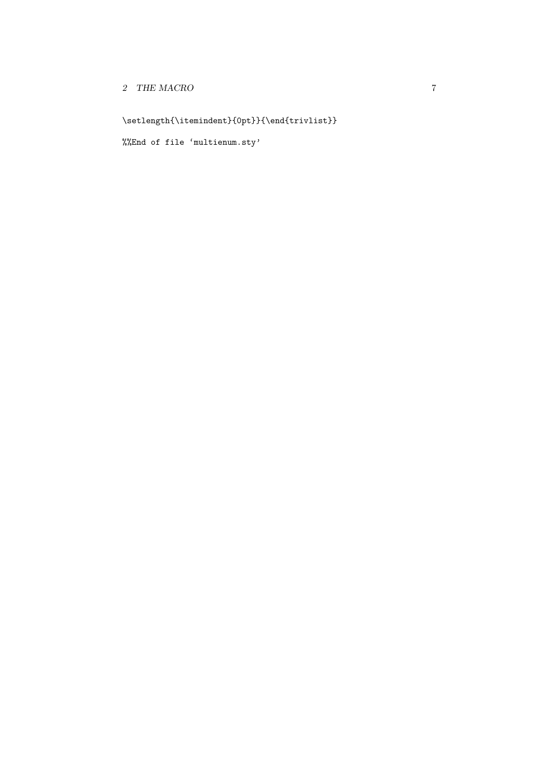```
\setlength{\itemindent}{0pt}}{\end{trivlist}}
```

```
%%End of file `multienum.sty'
```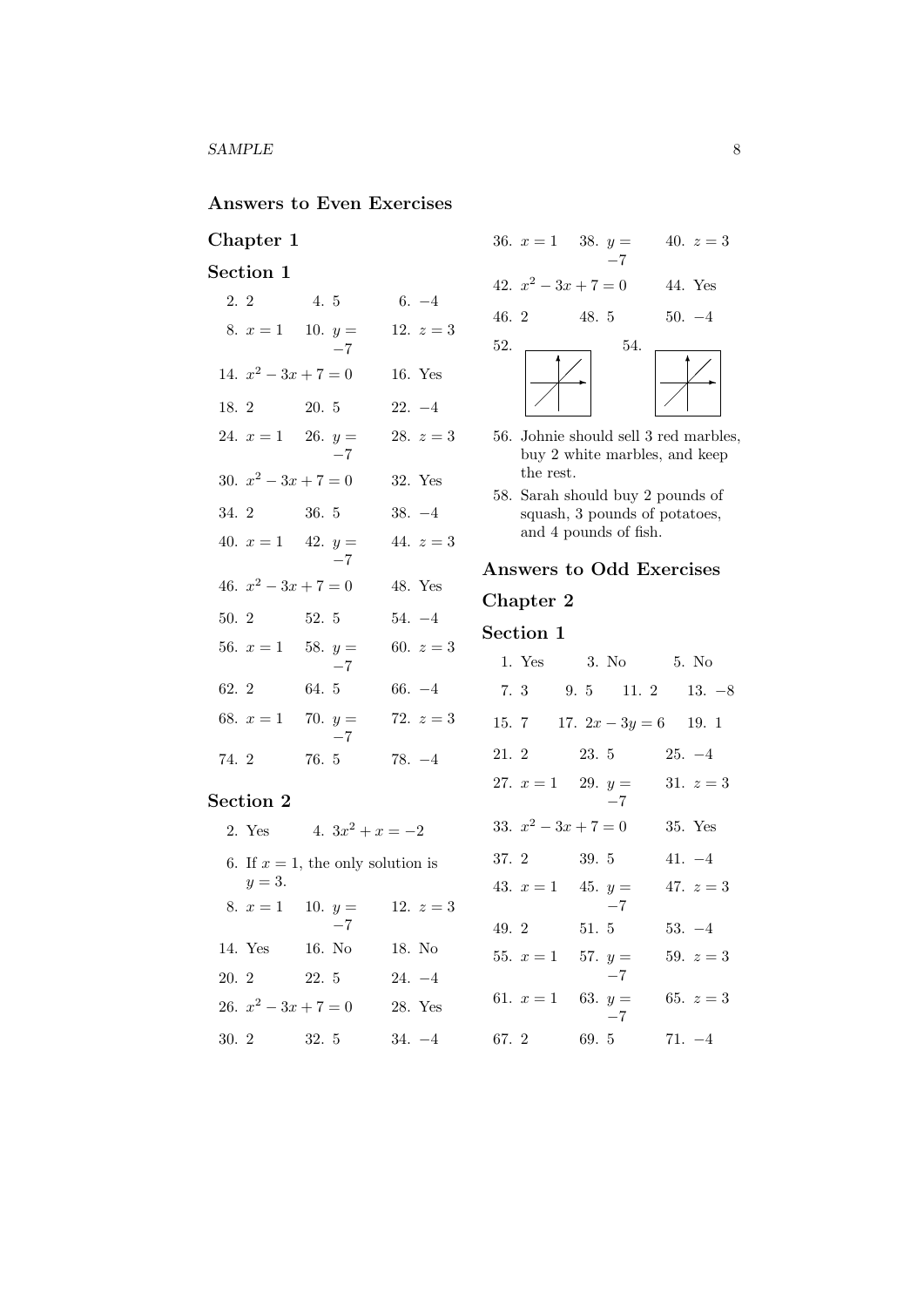## Answers to Even Exercises

### Chapter 1

### Section 1

2. 2 4. 5 6. $-4$

8. $x = 1$ 10. $y = -7$ 12. $z = 3$

14. $x^2 - 3x + 7 = 0$ 16. Yes

18. 2 20. 5 22. $-4$

24. $x = 1$ 26. $y = -7$ 28. $z = 3$

30. $x^2 - 3x + 7 = 0$ 32. Yes

34. 2 36. 5 38. $-4$

40. $x = 1$ 42. $y = -7$ 44. $z = 3$

46. $x^2 - 3x + 7 = 0$ 48. Yes

50. 2 52. 5 54. $-4$

56. $x = 1$ 58. $y = -7$ 60. $z = 3$

62. 2 64. 5 66. $-4$

68. $x = 1$ 70. $y = -7$ 72. $z = 3$

74. 2 76. 5 78. $-4$

### Section 2

2. Yes 4. $3x^2 + x = -2$

6. If $x = 1$, the only solution is $y = 3$.

8. $x = 1$ 10. $y = -7$ 12. $z = 3$

14. Yes 16. No 18. No

20. 2 22. 5 24. $-4$

26. $x^2 - 3x + 7 = 0$ 28. Yes

30. 2 32. 5 34. $-4$

36. $x = 1$ 38. $y = -7$ 40. $z = 3$

42. $x^2 - 3x + 7 = 0$ 44. Yes

46. 2 48. 5 50. $-4$

52. 54.

56. Johnie should sell 3 red marbles, buy 2 white marbles, and keep the rest.

58. Sarah should buy 2 pounds of squash, 3 pounds of potatoes, and 4 pounds of fish.

## Answers to Odd Exercises

### Chapter 2

### Section 1

1. Yes 3. No 5. No

7. 3 9. 5 11. 2 13. $-8$

15. 7 17. $2x - 3y = 6$ 19. 1

21. 2 23. 5 25. $-4$

27. $x = 1$ 29. $y = -7$ 31. $z = 3$

33. $x^2 - 3x + 7 = 0$ 35. Yes

37. 2 39. 5 41. $-4$

43. $x = 1$ 45. $y = -7$ 47. $z = 3$

49. 2 51. 5 53. $-4$

55. $x = 1$ 57. $y = -7$ 59. $z = 3$

61. $x = 1$ 63. $y = -7$ 65. $z = 3$

67. 2 69. 5 71. $-4$